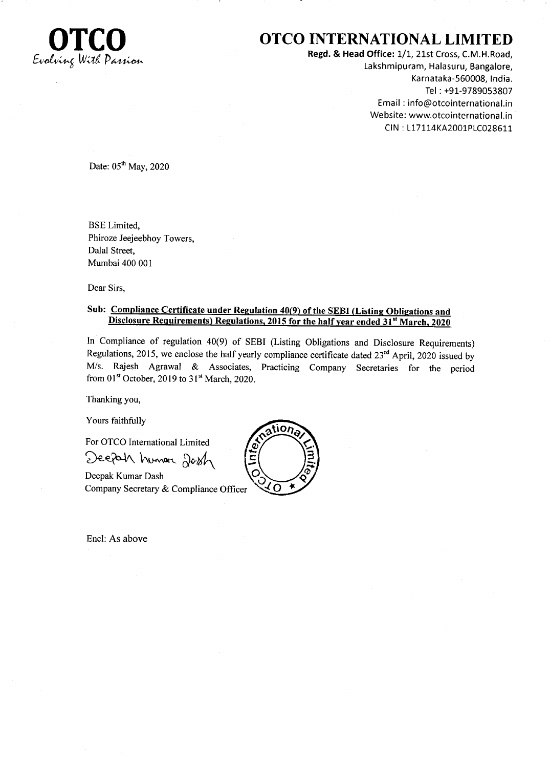**OTCO**
*Evolving With Passion*

# OTCO INTERNATIONAL LIMITED

**Regd. & Head Office:** 1/1, 21st Cross, C.M.H.Road,
Lakshmipuram, Halasuru, Bangalore,
Karnataka-560008, India.
Tel : +91-9789053807
Email : info@otcointernational.in
Website: www.otcointernational.in
CIN : L17114KA2001PLC028611

Date: 05th May, 2020

BSE Limited,
Phiroze Jeejeebhoy Towers,
Dalal Street,
Mumbai 400 001

Dear Sirs,

**Sub: Compliance Certificate under Regulation 40(9) of the SEBI (Listing Obligations and Disclosure Requirements) Regulations, 2015 for the half year ended 31st March, 2020**

In Compliance of regulation 40(9) of SEBI (Listing Obligations and Disclosure Requirements) Regulations, 2015, we enclose the half yearly compliance certificate dated 23rd April, 2020 issued by M/s. Rajesh Agrawal & Associates, Practicing Company Secretaries for the period from 01st October, 2019 to 31st March, 2020.

Thanking you,

Yours faithfully

For OTCO International Limited

Deepak Kumar Dash
Company Secretary & Compliance Officer

Encl: As above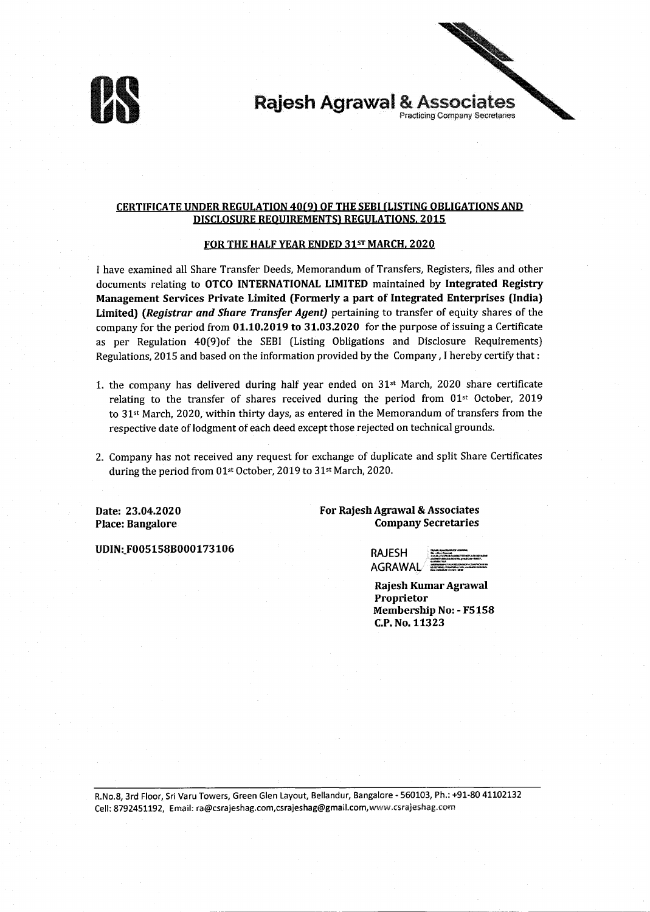**Rajesh Agrawal & Associates**
Practicing Company Secretaries

## CERTIFICATE UNDER REGULATION 40(9) OF THE SEBI (LISTING OBLIGATIONS AND DISCLOSURE REQUIREMENTS) REGULATIONS, 2015

### FOR THE HALF YEAR ENDED 31ST MARCH, 2020

I have examined all Share Transfer Deeds, Memorandum of Transfers, Registers, files and other documents relating to **OTCO INTERNATIONAL LIMITED** maintained by **Integrated Registry Management Services Private Limited (Formerly a part of Integrated Enterprises (India) Limited)** ***(Registrar and Share Transfer Agent)*** pertaining to transfer of equity shares of the company for the period from **01.10.2019 to 31.03.2020** for the purpose of issuing a Certificate as per Regulation 40(9)of the SEBI (Listing Obligations and Disclosure Requirements) Regulations, 2015 and based on the information provided by the Company , I hereby certify that :

1. the company has delivered during half year ended on 31st March, 2020 share certificate relating to the transfer of shares received during the period from 01st October, 2019 to 31st March, 2020, within thirty days, as entered in the Memorandum of transfers from the respective date of lodgment of each deed except those rejected on technical grounds.

2. Company has not received any request for exchange of duplicate and split Share Certificates during the period from 01st October, 2019 to 31st March, 2020.

**Date: 23.04.2020**
**Place: Bangalore**

**UDIN: F005158B000173106**

**For Rajesh Agrawal & Associates**
**Company Secretaries**

RAJESH AGRAWAL

**Rajesh Kumar Agrawal**
**Proprietor**
**Membership No: - F5158**
**C.P. No. 11323**

R.No.8, 3rd Floor, Sri Varu Towers, Green Glen Layout, Bellandur, Bangalore - 560103, Ph.: +91-80 41102132
Cell: 8792451192, Email: ra@csrajeshag.com,csrajeshag@gmail.com,www.csrajeshag.com